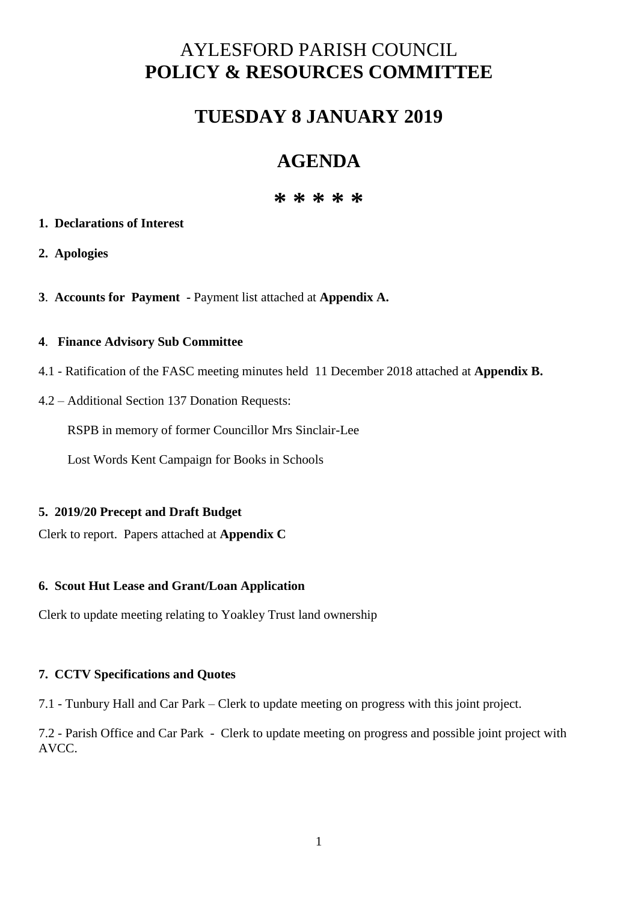# AYLESFORD PARISH COUNCIL
# **POLICY & RESOURCES COMMITTEE**

## TUESDAY 8 JANUARY 2019

## AGENDA

*****

**1. Declarations of Interest**

**2. Apologies**

**3**. **Accounts for Payment -** Payment list attached at **Appendix A.**

**4**. **Finance Advisory Sub Committee**

4.1 - Ratification of the FASC meeting minutes held 11 December 2018 attached at **Appendix B.**

4.2 – Additional Section 137 Donation Requests:

RSPB in memory of former Councillor Mrs Sinclair-Lee

Lost Words Kent Campaign for Books in Schools

**5. 2019/20 Precept and Draft Budget**

Clerk to report. Papers attached at **Appendix C**

**6. Scout Hut Lease and Grant/Loan Application**

Clerk to update meeting relating to Yoakley Trust land ownership

**7. CCTV Specifications and Quotes**

7.1 - Tunbury Hall and Car Park – Clerk to update meeting on progress with this joint project.

7.2 - Parish Office and Car Park - Clerk to update meeting on progress and possible joint project with AVCC.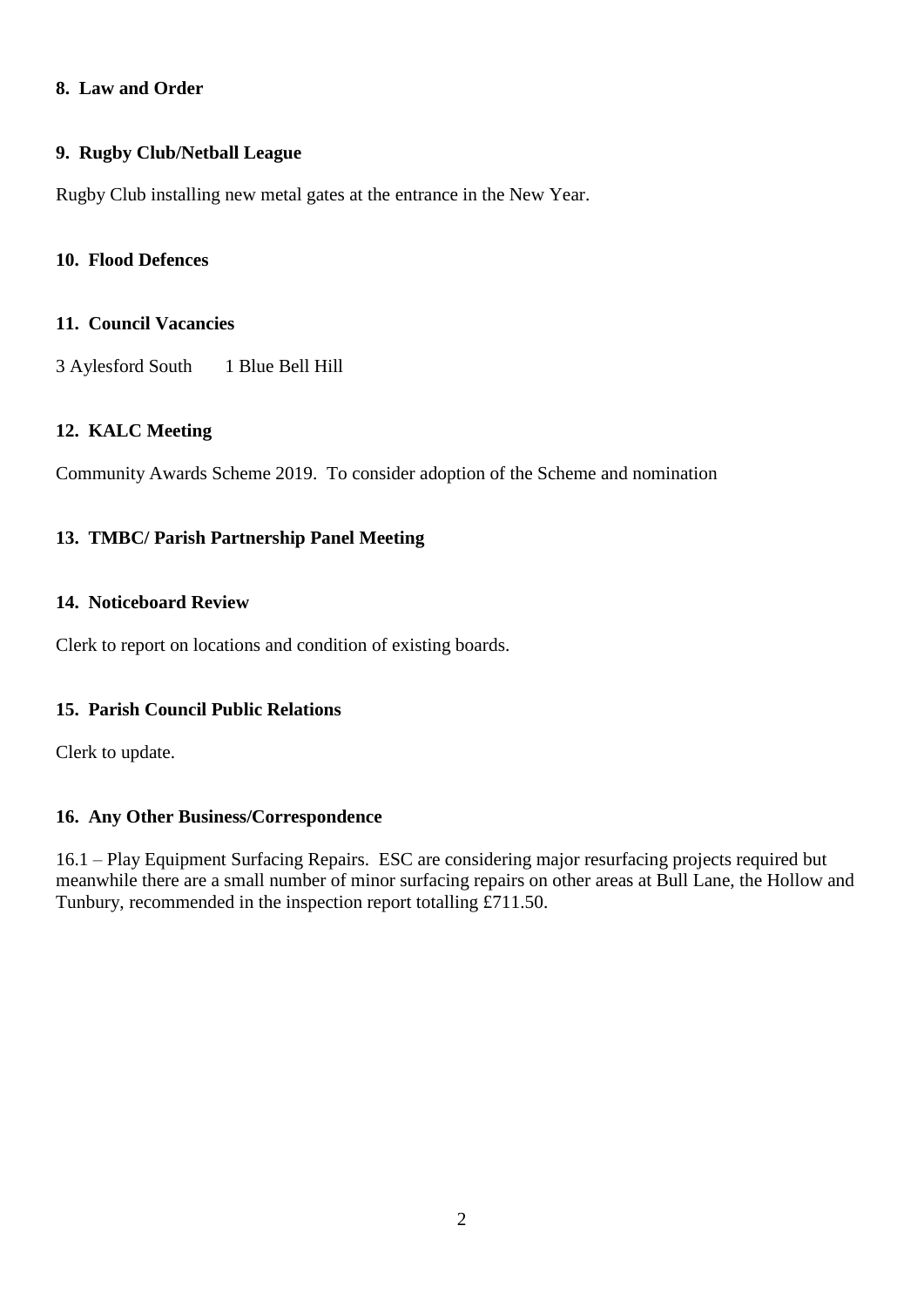**8. Law and Order**

**9. Rugby Club/Netball League**

Rugby Club installing new metal gates at the entrance in the New Year.

**10. Flood Defences**

**11. Council Vacancies**

3 Aylesford South 1 Blue Bell Hill

**12. KALC Meeting**

Community Awards Scheme 2019. To consider adoption of the Scheme and nomination

**13. TMBC/ Parish Partnership Panel Meeting**

**14. Noticeboard Review**

Clerk to report on locations and condition of existing boards.

**15. Parish Council Public Relations**

Clerk to update.

**16. Any Other Business/Correspondence**

16.1 – Play Equipment Surfacing Repairs. ESC are considering major resurfacing projects required but meanwhile there are a small number of minor surfacing repairs on other areas at Bull Lane, the Hollow and Tunbury, recommended in the inspection report totalling £711.50.